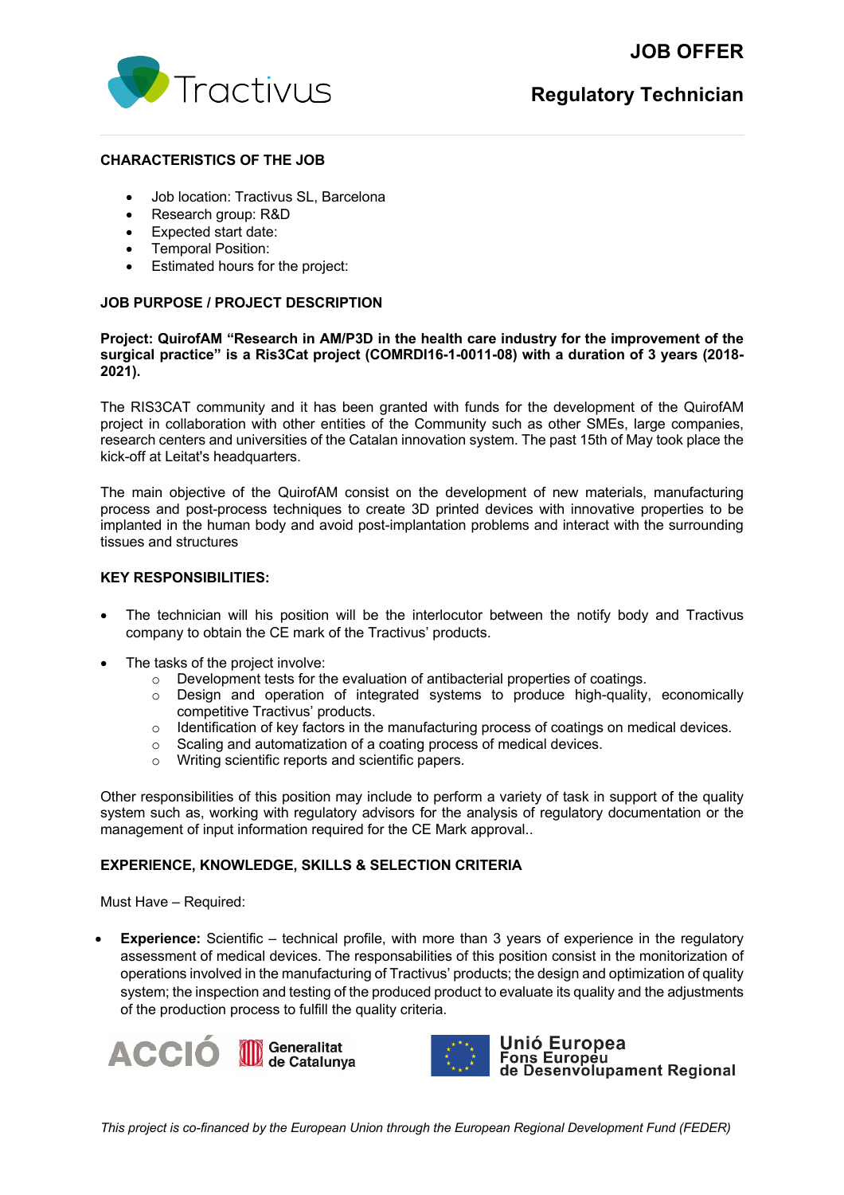# JOB OFFER

## Regulatory Technician

### CHARACTERISTICS OF THE JOB

- Job location: Tractivus SL, Barcelona
- Research group: R&D
- Expected start date:
- Temporal Position:
- Estimated hours for the project:

### JOB PURPOSE / PROJECT DESCRIPTION

**Project: QuirofAM "Research in AM/P3D in the health care industry for the improvement of the surgical practice" is a Ris3Cat project (COMRDI16-1-0011-08) with a duration of 3 years (2018-2021).**

The RIS3CAT community and it has been granted with funds for the development of the QuirofAM project in collaboration with other entities of the Community such as other SMEs, large companies, research centers and universities of the Catalan innovation system. The past 15th of May took place the kick-off at Leitat's headquarters.

The main objective of the QuirofAM consist on the development of new materials, manufacturing process and post-process techniques to create 3D printed devices with innovative properties to be implanted in the human body and avoid post-implantation problems and interact with the surrounding tissues and structures

### KEY RESPONSIBILITIES:

- The technician will his position will be the interlocutor between the notify body and Tractivus company to obtain the CE mark of the Tractivus' products.
- The tasks of the project involve:
  - Development tests for the evaluation of antibacterial properties of coatings.
  - Design and operation of integrated systems to produce high-quality, economically competitive Tractivus' products.
  - Identification of key factors in the manufacturing process of coatings on medical devices.
  - Scaling and automatization of a coating process of medical devices.
  - Writing scientific reports and scientific papers.

Other responsibilities of this position may include to perform a variety of task in support of the quality system such as, working with regulatory advisors for the analysis of regulatory documentation or the management of input information required for the CE Mark approval..

### EXPERIENCE, KNOWLEDGE, SKILLS & SELECTION CRITERIA

Must Have – Required:

- **Experience:** Scientific – technical profile, with more than 3 years of experience in the regulatory assessment of medical devices. The responsabilities of this position consist in the monitorization of operations involved in the manufacturing of Tractivus' products; the design and optimization of quality system; the inspection and testing of the produced product to evaluate its quality and the adjustments of the production process to fulfill the quality criteria.

ACCIÓ Generalitat de Catalunya

Unió Europea
Fons Europeu de Desenvolupament Regional

*This project is co-financed by the European Union through the European Regional Development Fund (FEDER)*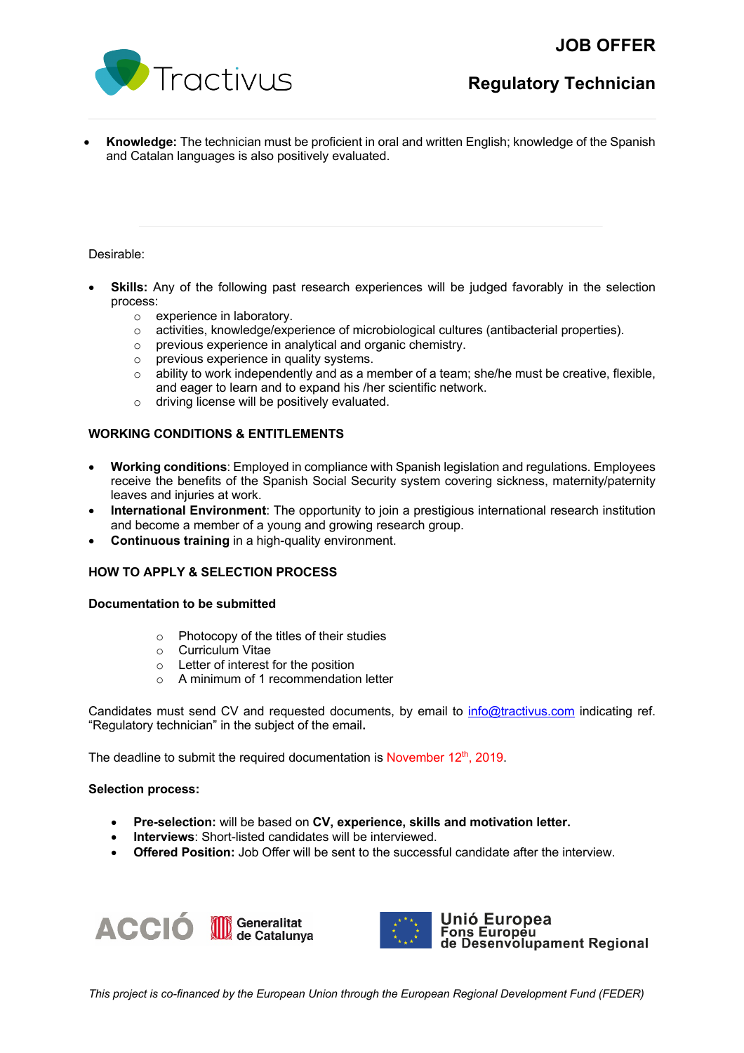- **Knowledge:** The technician must be proficient in oral and written English; knowledge of the Spanish and Catalan languages is also positively evaluated.

Desirable:

- **Skills:** Any of the following past research experiences will be judged favorably in the selection process:
    - experience in laboratory.
    - activities, knowledge/experience of microbiological cultures (antibacterial properties).
    - previous experience in analytical and organic chemistry.
    - previous experience in quality systems.
    - ability to work independently and as a member of a team; she/he must be creative, flexible, and eager to learn and to expand his /her scientific network.
    - driving license will be positively evaluated.

**WORKING CONDITIONS & ENTITLEMENTS**

- **Working conditions**: Employed in compliance with Spanish legislation and regulations. Employees receive the benefits of the Spanish Social Security system covering sickness, maternity/paternity leaves and injuries at work.
- **International Environment**: The opportunity to join a prestigious international research institution and become a member of a young and growing research group.
- **Continuous training** in a high-quality environment.

**HOW TO APPLY & SELECTION PROCESS**

**Documentation to be submitted**

- Photocopy of the titles of their studies
- Curriculum Vitae
- Letter of interest for the position
- A minimum of 1 recommendation letter

Candidates must send CV and required documents, by email to info@tractivus.com indicating ref. "Regulatory technician" in the subject of the email.

The deadline to submit the required documentation is November 12th, 2019.

**Selection process:**

- **Pre-selection:** will be based on **CV, experience, skills and motivation letter.**
- **Interviews**: Short-listed candidates will be interviewed.
- **Offered Position:** Job Offer will be sent to the successful candidate after the interview.

ACCIÓ Generalitat de Catalunya

Unió Europea Fons Europeu de Desenvolupament Regional

*This project is co-financed by the European Union through the European Regional Development Fund (FEDER)*